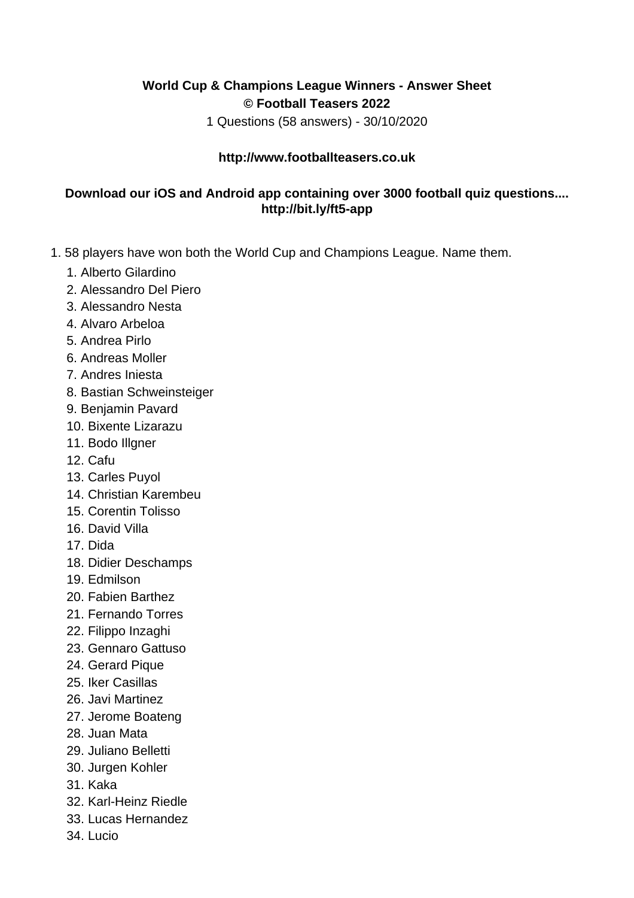**World Cup & Champions League Winners - Answer Sheet**
**© Football Teasers 2022**

1 Questions (58 answers) - 30/10/2020

**http://www.footballteasers.co.uk**

**Download our iOS and Android app containing over 3000 football quiz questions.... http://bit.ly/ft5-app**

1. 58 players have won both the World Cup and Champions League. Name them.
    1. Alberto Gilardino
    2. Alessandro Del Piero
    3. Alessandro Nesta
    4. Alvaro Arbeloa
    5. Andrea Pirlo
    6. Andreas Moller
    7. Andres Iniesta
    8. Bastian Schweinsteiger
    9. Benjamin Pavard
    10. Bixente Lizarazu
    11. Bodo Illgner
    12. Cafu
    13. Carles Puyol
    14. Christian Karembeu
    15. Corentin Tolisso
    16. David Villa
    17. Dida
    18. Didier Deschamps
    19. Edmilson
    20. Fabien Barthez
    21. Fernando Torres
    22. Filippo Inzaghi
    23. Gennaro Gattuso
    24. Gerard Pique
    25. Iker Casillas
    26. Javi Martinez
    27. Jerome Boateng
    28. Juan Mata
    29. Juliano Belletti
    30. Jurgen Kohler
    31. Kaka
    32. Karl-Heinz Riedle
    33. Lucas Hernandez
    34. Lucio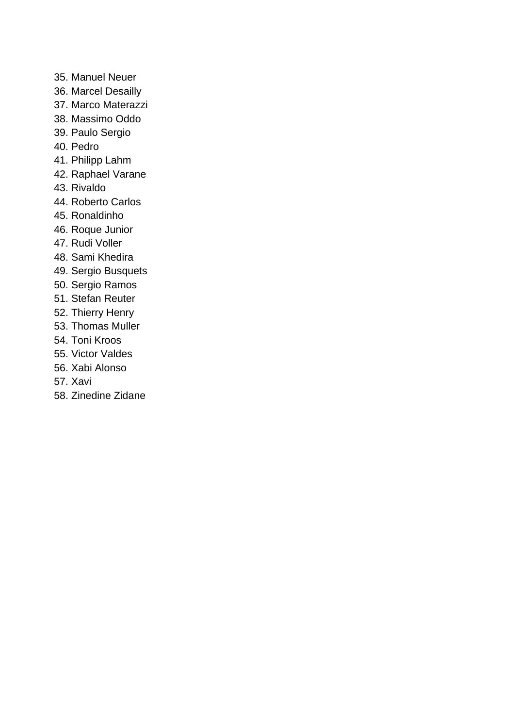35. Manuel Neuer
36. Marcel Desailly
37. Marco Materazzi
38. Massimo Oddo
39. Paulo Sergio
40. Pedro
41. Philipp Lahm
42. Raphael Varane
43. Rivaldo
44. Roberto Carlos
45. Ronaldinho
46. Roque Junior
47. Rudi Voller
48. Sami Khedira
49. Sergio Busquets
50. Sergio Ramos
51. Stefan Reuter
52. Thierry Henry
53. Thomas Muller
54. Toni Kroos
55. Victor Valdes
56. Xabi Alonso
57. Xavi
58. Zinedine Zidane